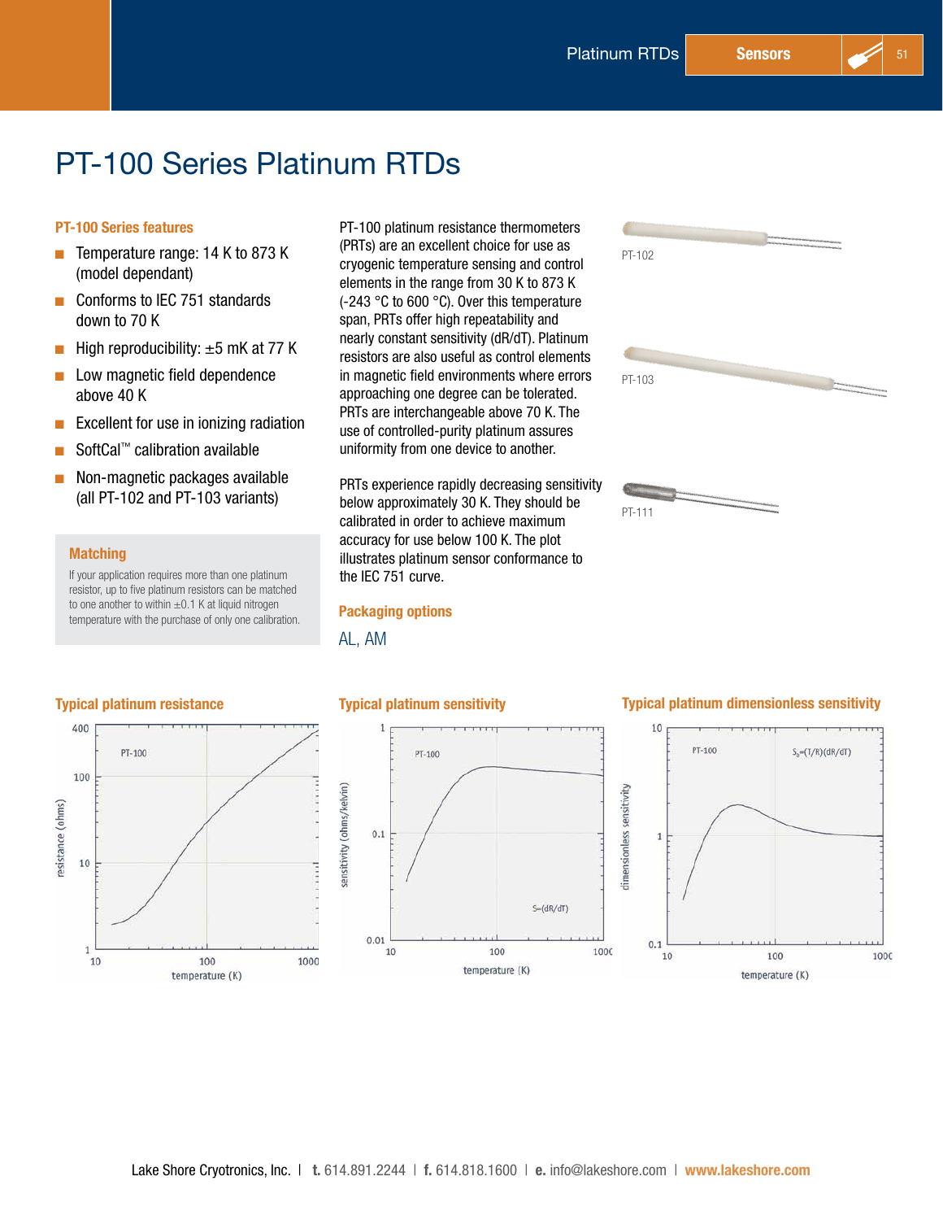# PT-100 Series Platinum RTDs

## PT-100 Series features

- Temperature range: 14 K to 873 K (model dependant)
- Conforms to IEC 751 standards down to 70 K
- High reproducibility: ±5 mK at 77 K
- Low magnetic field dependence above 40 K
- Excellent for use in ionizing radiation
- SoftCal™ calibration available
- Non-magnetic packages available (all PT-102 and PT-103 variants)

### Matching

If your application requires more than one platinum resistor, up to five platinum resistors can be matched to one another to within ±0.1 K at liquid nitrogen temperature with the purchase of only one calibration.

PT-100 platinum resistance thermometers (PRTs) are an excellent choice for use as cryogenic temperature sensing and control elements in the range from 30 K to 873 K (-243 °C to 600 °C). Over this temperature span, PRTs offer high repeatability and nearly constant sensitivity (dR/dT). Platinum resistors are also useful as control elements in magnetic field environments where errors approaching one degree can be tolerated. PRTs are interchangeable above 70 K. The use of controlled-purity platinum assures uniformity from one device to another.

PRTs experience rapidly decreasing sensitivity below approximately 30 K. They should be calibrated in order to achieve maximum accuracy for use below 100 K. The plot illustrates platinum sensor conformance to the IEC 751 curve.

## Packaging options

AL, AM

PT-102

PT-103

PT-111

## Typical platinum resistance

## Typical platinum sensitivity

## Typical platinum dimensionless sensitivity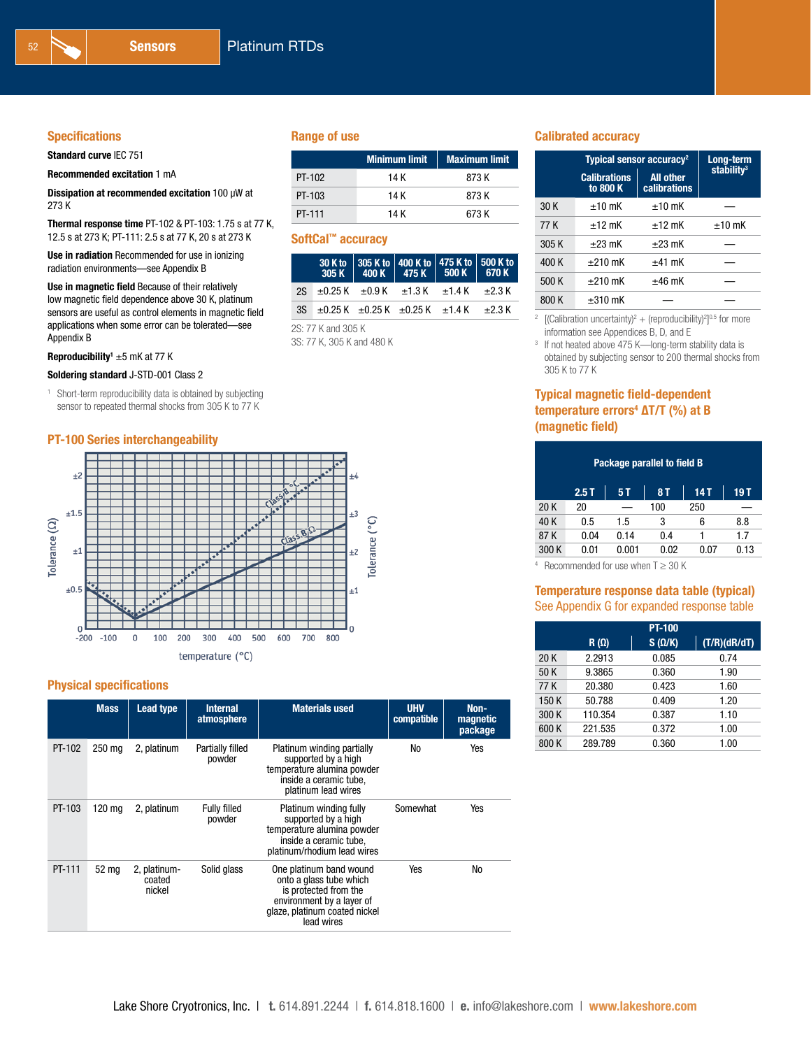## Specifications

**Standard curve** IEC 751

**Recommended excitation** 1 mA

**Dissipation at recommended excitation** 100 µW at 273 K

**Thermal response time** PT-102 & PT-103: 1.75 s at 77 K, 12.5 s at 273 K; PT-111: 2.5 s at 77 K, 20 s at 273 K

**Use in radiation** Recommended for use in ionizing radiation environments—see Appendix B

**Use in magnetic field** Because of their relatively low magnetic field dependence above 30 K, platinum sensors are useful as control elements in magnetic field applications when some error can be tolerated—see Appendix B

**Reproducibility**[1] ±5 mK at 77 K

**Soldering standard** J-STD-001 Class 2

[1] Short-term reproducibility data is obtained by subjecting sensor to repeated thermal shocks from 305 K to 77 K

## PT-100 Series interchangeability

Tolerance (Ω) / Tolerance (°C) vs. temperature (°C); curves: Class B °C, Class B Ω

## Physical specifications

| | Mass | Lead type | Internal atmosphere | Materials used | UHV compatible | Non-magnetic package |
|---|---|---|---|---|---|---|
| PT-102 | 250 mg | 2, platinum | Partially filled powder | Platinum winding partially supported by a high temperature alumina powder inside a ceramic tube, platinum lead wires | No | Yes |
| PT-103 | 120 mg | 2, platinum | Fully filled powder | Platinum winding fully supported by a high temperature alumina powder inside a ceramic tube, platinum/rhodium lead wires | Somewhat | Yes |
| PT-111 | 52 mg | 2, platinum-coated nickel | Solid glass | One platinum band wound onto a glass tube which is protected from the environment by a layer of glaze, platinum coated nickel lead wires | Yes | No |

## Range of use

| | Minimum limit | Maximum limit |
|---|---|---|
| PT-102 | 14 K | 873 K |
| PT-103 | 14 K | 873 K |
| PT-111 | 14 K | 673 K |

## SoftCal™ accuracy

| | 30 K to 305 K | 305 K to 400 K | 400 K to 475 K | 475 K to 500 K | 500 K to 670 K |
|---|---|---|---|---|---|
| 2S | ±0.25 K | ±0.9 K | ±1.3 K | ±1.4 K | ±2.3 K |
| 3S | ±0.25 K | ±0.25 K | ±0.25 K | ±1.4 K | ±2.3 K |

2S: 77 K and 305 K
3S: 77 K, 305 K and 480 K

## Calibrated accuracy

| | Typical sensor accuracy[2] | | Long-term stability[3] |
|---|---|---|---|
| | Calibrations to 800 K | All other calibrations | |
| 30 K | ±10 mK | ±10 mK | — |
| 77 K | ±12 mK | ±12 mK | ±10 mK |
| 305 K | ±23 mK | ±23 mK | — |
| 400 K | ±210 mK | ±41 mK | — |
| 500 K | ±210 mK | ±46 mK | — |
| 800 K | ±310 mK | — | — |

[2] [(Calibration uncertainty)$^2$ + (reproducibility)$^2$]$^{0.5}$ for more information see Appendices B, D, and E
[3] If not heated above 475 K—long-term stability data is obtained by subjecting sensor to 200 thermal shocks from 305 K to 77 K

## Typical magnetic field-dependent temperature errors[4] ΔT/T (%) at B (magnetic field)

| | Package parallel to field B | | | | |
|---|---|---|---|---|---|
| | 2.5 T | 5 T | 8 T | 14 T | 19 T |
| 20 K | 20 | — | 100 | 250 | — |
| 40 K | 0.5 | 1.5 | 3 | 6 | 8.8 |
| 87 K | 0.04 | 0.14 | 0.4 | 1 | 1.7 |
| 300 K | 0.01 | 0.001 | 0.02 | 0.07 | 0.13 |

[4] Recommended for use when T ≥ 30 K

## Temperature response data table (typical)

See Appendix G for expanded response table

| | PT-100 | | |
|---|---|---|---|
| | R (Ω) | S (Ω/K) | (T/R)(dR/dT) |
| 20 K | 2.2913 | 0.085 | 0.74 |
| 50 K | 9.3865 | 0.360 | 1.90 |
| 77 K | 20.380 | 0.423 | 1.60 |
| 150 K | 50.788 | 0.409 | 1.20 |
| 300 K | 110.354 | 0.387 | 1.10 |
| 600 K | 221.535 | 0.372 | 1.00 |
| 800 K | 289.789 | 0.360 | 1.00 |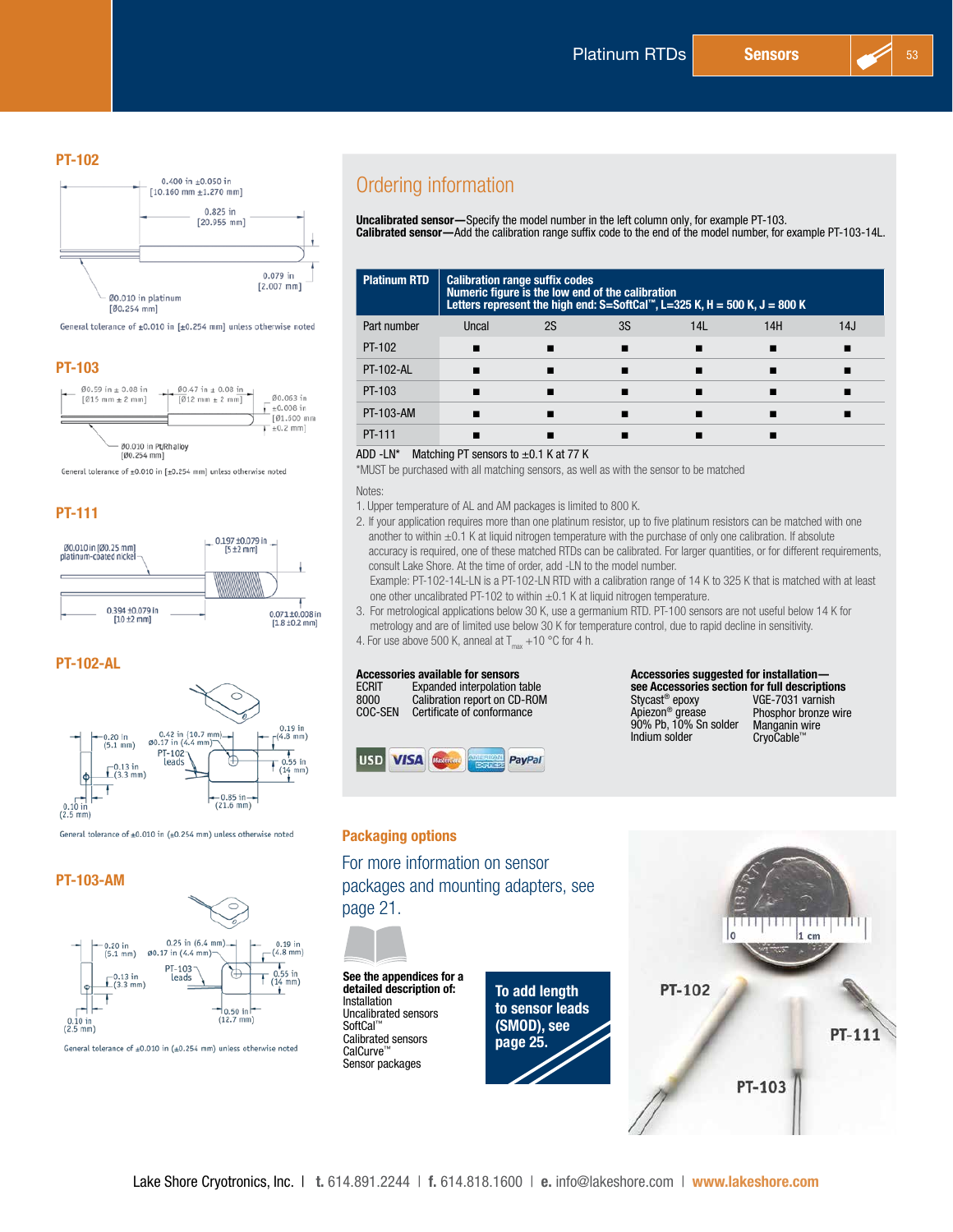## PT-102

0.400 in ±0.050 in
[10.160 mm ±1.270 mm]

0.825 in
[20.955 mm]

0.079 in
[2.007 mm]

Ø0.010 in platinum
[Ø0.254 mm]

General tolerance of ±0.010 in [±0.254 mm] unless otherwise noted

## PT-103

Ø0.59 in ± 0.08 in
[Ø15 mm ± 2 mm]

Ø0.47 in ± 0.08 in
[Ø12 mm ± 2 mm]

Ø0.063 in
±0.008 in
[Ø1.600 mm
±0.2 mm]

Ø0.010 in Pt/Rh alloy
[Ø0.254 mm]

General tolerance of ±0.010 in [±0.254 mm] unless otherwise noted

## PT-111

Ø0.010 in [Ø0.25 mm]
platinum-coated nickel

0.197 ±0.079 in
[5 ±2 mm]

0.394 ±0.079 in
[10 ±2 mm]

0.071 ±0.008 in
[1.8 ±0.2 mm]

## PT-102-AL

0.20 in
(5.1 mm)

0.42 in (10.7 mm)
Ø0.17 in (4.4 mm)

0.19 in
(4.8 mm)

PT-102
leads

0.13 in
(3.3 mm)

0.55 in
(14 mm)

0.85 in
(21.6 mm)

0.10 in
(2.5 mm)

General tolerance of ±0.010 in (±0.254 mm) unless otherwise noted

## PT-103-AM

0.20 in
(5.1 mm)

0.25 in (6.4 mm)
Ø0.17 in (4.4 mm)

0.19 in
(4.8 mm)

PT-103
leads

0.13 in
(3.3 mm)

0.55 in
(14 mm)

0.50 in
(12.7 mm)

0.10 in
(2.5 mm)

General tolerance of ±0.010 in (±0.254 mm) unless otherwise noted

## Ordering information

**Uncalibrated sensor—**Specify the model number in the left column only, for example PT-103.
**Calibrated sensor—**Add the calibration range suffix code to the end of the model number, for example PT-103-14L.

| Platinum RTD | Calibration range suffix codes Numeric figure is the low end of the calibration Letters represent the high end: S=SoftCal™, L=325 K, H = 500 K, J = 800 K | | | | | |
|---|---|---|---|---|---|---|
| Part number | Uncal | 2S | 3S | 14L | 14H | 14J |
| PT-102 | ■ | ■ | ■ | ■ | ■ | ■ |
| PT-102-AL | ■ | ■ | ■ | ■ | ■ | ■ |
| PT-103 | ■ | ■ | ■ | ■ | ■ | ■ |
| PT-103-AM | ■ | ■ | ■ | ■ | ■ | ■ |
| PT-111 | ■ | ■ | ■ | ■ | ■ | |

ADD -LN* Matching PT sensors to ±0.1 K at 77 K

*MUST be purchased with all matching sensors, as well as with the sensor to be matched

Notes:

1. Upper temperature of AL and AM packages is limited to 800 K.
2. If your application requires more than one platinum resistor, up to five platinum resistors can be matched with one another to within ±0.1 K at liquid nitrogen temperature with the purchase of only one calibration. If absolute accuracy is required, one of these matched RTDs can be calibrated. For larger quantities, or for different requirements, consult Lake Shore. At the time of order, add -LN to the model number.
   Example: PT-102-14L-LN is a PT-102-LN RTD with a calibration range of 14 K to 325 K that is matched with at least one other uncalibrated PT-102 to within ±0.1 K at liquid nitrogen temperature.
3. For metrological applications below 30 K, use a germanium RTD. PT-100 sensors are not useful below 14 K for metrology and are of limited use below 30 K for temperature control, due to rapid decline in sensitivity.
4. For use above 500 K, anneal at $T_{max}$ +10 °C for 4 h.

**Accessories available for sensors**

| | |
|---|---|
| ECRIT | Expanded interpolation table |
| 8000 | Calibration report on CD-ROM |
| COC-SEN | Certificate of conformance |

**Accessories suggested for installation—see Accessories section for full descriptions**

| | |
|---|---|
| Stycast® epoxy | VGE-7031 varnish |
| Apiezon® grease | Phosphor bronze wire |
| 90% Pb, 10% Sn solder | Manganin wire |
| Indium solder | CryoCable™ |

USD VISA MasterCard AMERICAN EXPRESS PayPal

## Packaging options

For more information on sensor packages and mounting adapters, see page 21.

**See the appendices for a detailed description of:**
Installation
Uncalibrated sensors
SoftCal™
Calibrated sensors
CalCurve™
Sensor packages

**To add length to sensor leads (SMOD), see page 25.**

PT-102
PT-111
PT-103
0
1 cm